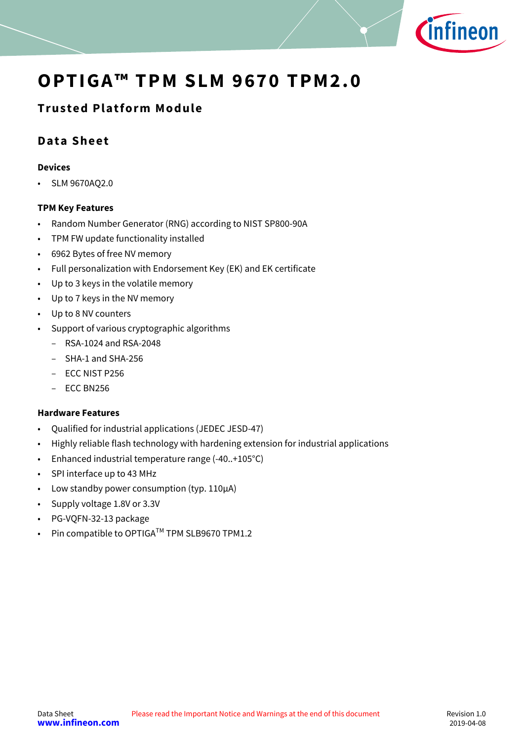# OPTIGA™ TPM SLM 9670 TPM2.0

## Trusted Platform Module

## Data Sheet

**Devices**

- SLM 9670AQ2.0

**TPM Key Features**

- Random Number Generator (RNG) according to NIST SP800-90A
- TPM FW update functionality installed
- 6962 Bytes of free NV memory
- Full personalization with Endorsement Key (EK) and EK certificate
- Up to 3 keys in the volatile memory
- Up to 7 keys in the NV memory
- Up to 8 NV counters
- Support of various cryptographic algorithms
  - RSA-1024 and RSA-2048
  - SHA-1 and SHA-256
  - ECC NIST P256
  - ECC BN256

**Hardware Features**

- Qualified for industrial applications (JEDEC JESD-47)
- Highly reliable flash technology with hardening extension for industrial applications
- Enhanced industrial temperature range (-40..+105°C)
- SPI interface up to 43 MHz
- Low standby power consumption (typ. 110µA)
- Supply voltage 1.8V or 3.3V
- PG-VQFN-32-13 package
- Pin compatible to OPTIGA™ TPM SLB9670 TPM1.2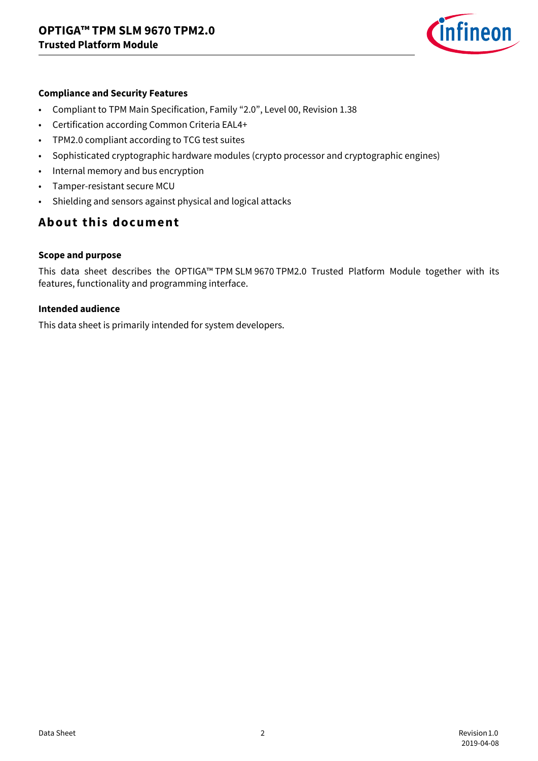**Compliance and Security Features**

- Compliant to TPM Main Specification, Family “2.0”, Level 00, Revision 1.38
- Certification according Common Criteria EAL4+
- TPM2.0 compliant according to TCG test suites
- Sophisticated cryptographic hardware modules (crypto processor and cryptographic engines)
- Internal memory and bus encryption
- Tamper-resistant secure MCU
- Shielding and sensors against physical and logical attacks

# About this document

**Scope and purpose**

This data sheet describes the OPTIGA™ TPM SLM 9670 TPM2.0 Trusted Platform Module together with its features, functionality and programming interface.

**Intended audience**

This data sheet is primarily intended for system developers.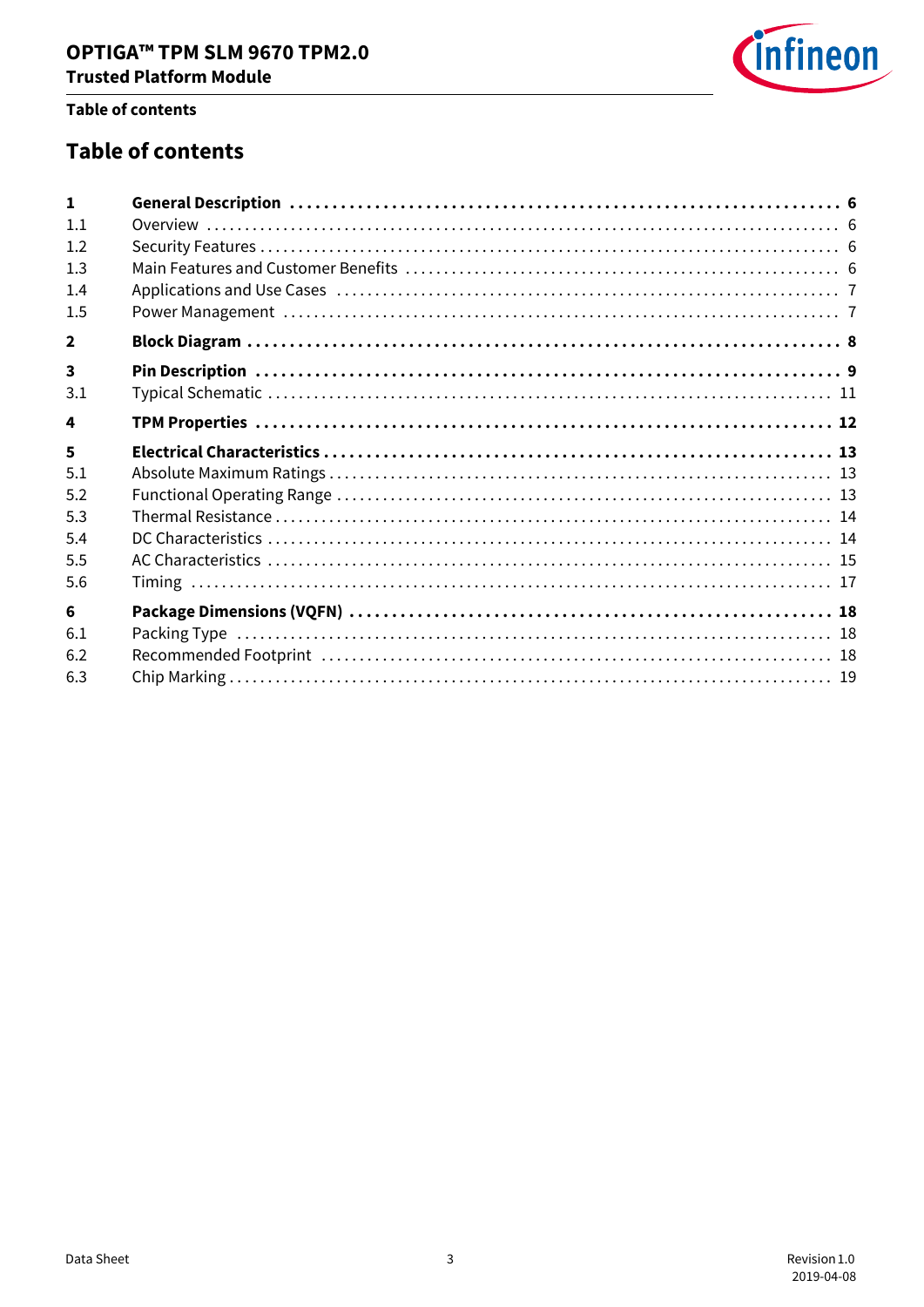# Table of contents

| | | |
|---|---|---|
| **1** | **General Description** | **6** |
| 1.1 | Overview | 6 |
| 1.2 | Security Features | 6 |
| 1.3 | Main Features and Customer Benefits | 6 |
| 1.4 | Applications and Use Cases | 7 |
| 1.5 | Power Management | 7 |
| **2** | **Block Diagram** | **8** |
| **3** | **Pin Description** | **9** |
| 3.1 | Typical Schematic | 11 |
| **4** | **TPM Properties** | **12** |
| **5** | **Electrical Characteristics** | **13** |
| 5.1 | Absolute Maximum Ratings | 13 |
| 5.2 | Functional Operating Range | 13 |
| 5.3 | Thermal Resistance | 14 |
| 5.4 | DC Characteristics | 14 |
| 5.5 | AC Characteristics | 15 |
| 5.6 | Timing | 17 |
| **6** | **Package Dimensions (VQFN)** | **18** |
| 6.1 | Packing Type | 18 |
| 6.2 | Recommended Footprint | 18 |
| 6.3 | Chip Marking | 19 |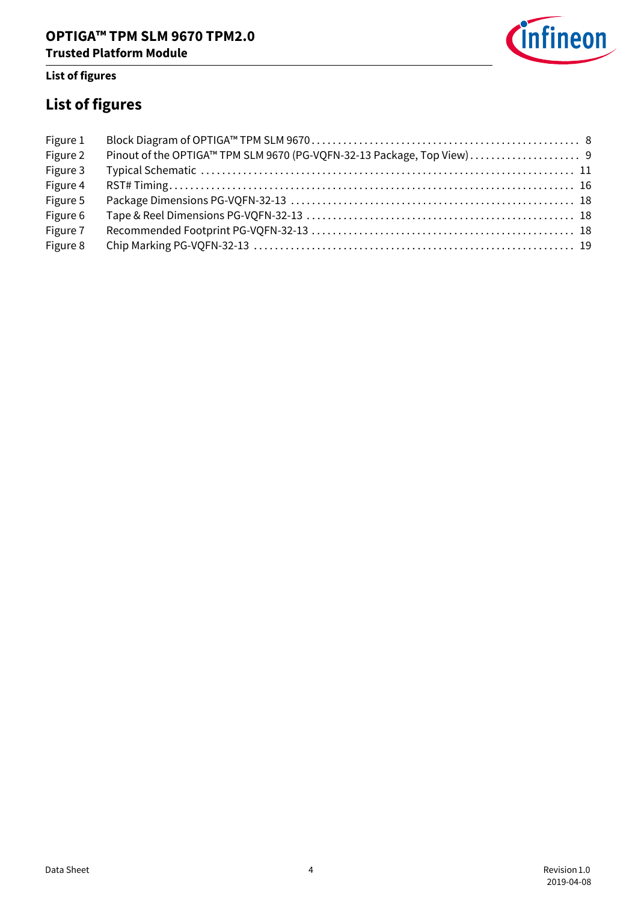# List of figures

| | | |
|---|---|---|
| Figure 1 | Block Diagram of OPTIGA™ TPM SLM 9670 | 8 |
| Figure 2 | Pinout of the OPTIGA™ TPM SLM 9670 (PG-VQFN-32-13 Package, Top View) | 9 |
| Figure 3 | Typical Schematic | 11 |
| Figure 4 | RST# Timing | 16 |
| Figure 5 | Package Dimensions PG-VQFN-32-13 | 18 |
| Figure 6 | Tape & Reel Dimensions PG-VQFN-32-13 | 18 |
| Figure 7 | Recommended Footprint PG-VQFN-32-13 | 18 |
| Figure 8 | Chip Marking PG-VQFN-32-13 | 19 |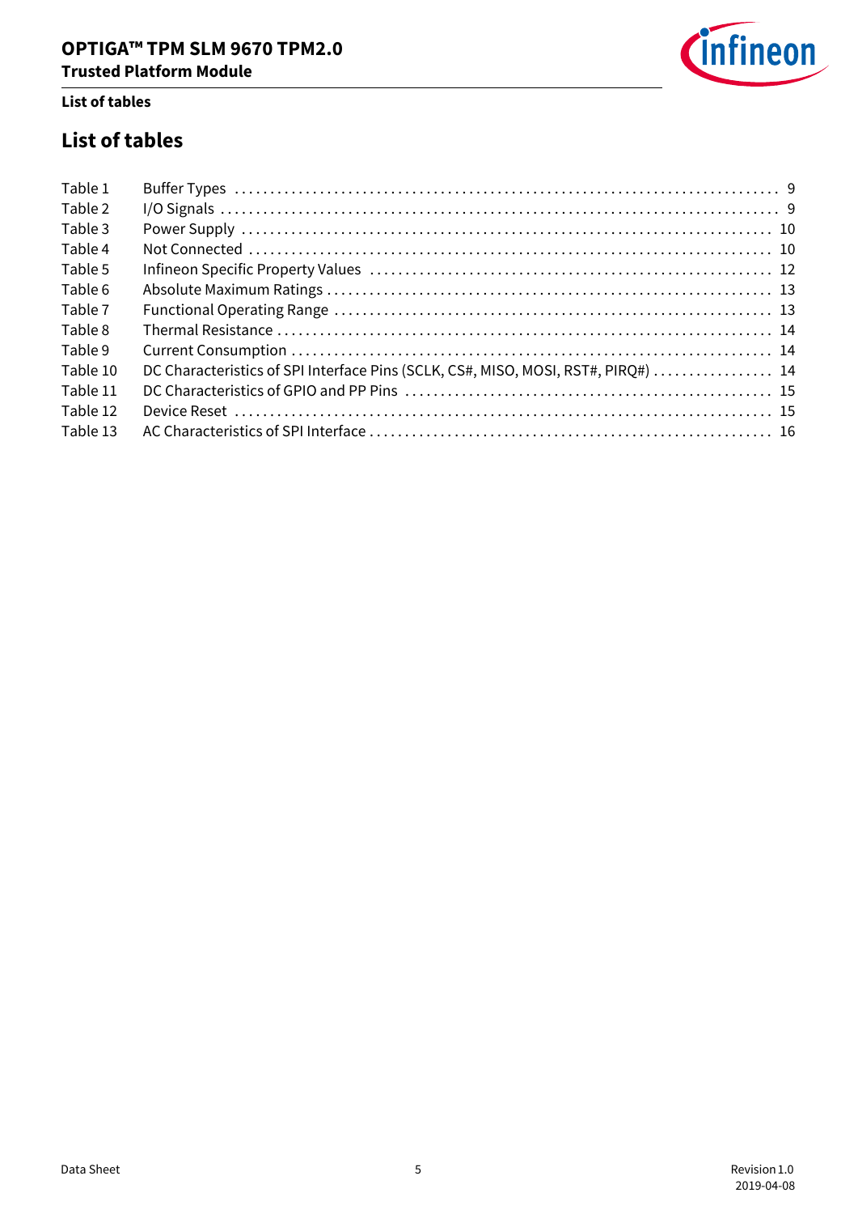# List of tables

| | | |
|---|---|---|
| Table 1 | Buffer Types | 9 |
| Table 2 | I/O Signals | 9 |
| Table 3 | Power Supply | 10 |
| Table 4 | Not Connected | 10 |
| Table 5 | Infineon Specific Property Values | 12 |
| Table 6 | Absolute Maximum Ratings | 13 |
| Table 7 | Functional Operating Range | 13 |
| Table 8 | Thermal Resistance | 14 |
| Table 9 | Current Consumption | 14 |
| Table 10 | DC Characteristics of SPI Interface Pins (SCLK, CS#, MISO, MOSI, RST#, PIRQ#) | 14 |
| Table 11 | DC Characteristics of GPIO and PP Pins | 15 |
| Table 12 | Device Reset | 15 |
| Table 13 | AC Characteristics of SPI Interface | 16 |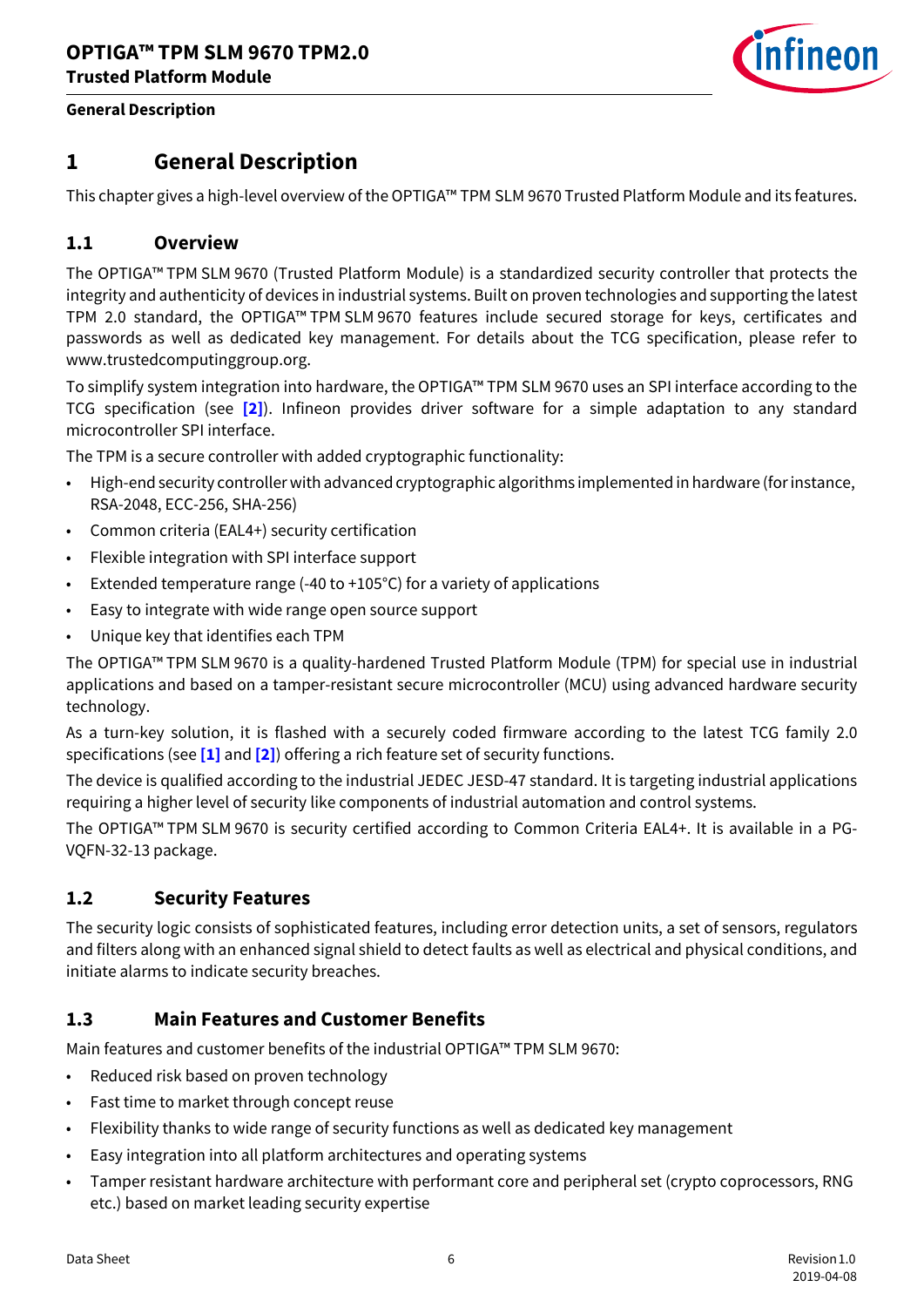# 1 General Description

This chapter gives a high-level overview of the OPTIGA™ TPM SLM 9670 Trusted Platform Module and its features.

## 1.1 Overview

The OPTIGA™ TPM SLM 9670 (Trusted Platform Module) is a standardized security controller that protects the integrity and authenticity of devices in industrial systems. Built on proven technologies and supporting the latest TPM 2.0 standard, the OPTIGA™ TPM SLM 9670 features include secured storage for keys, certificates and passwords as well as dedicated key management. For details about the TCG specification, please refer to www.trustedcomputinggroup.org.

To simplify system integration into hardware, the OPTIGA™ TPM SLM 9670 uses an SPI interface according to the TCG specification (see **[2]**). Infineon provides driver software for a simple adaptation to any standard microcontroller SPI interface.

The TPM is a secure controller with added cryptographic functionality:

- High-end security controller with advanced cryptographic algorithms implemented in hardware (for instance, RSA-2048, ECC-256, SHA-256)
- Common criteria (EAL4+) security certification
- Flexible integration with SPI interface support
- Extended temperature range (-40 to +105°C) for a variety of applications
- Easy to integrate with wide range open source support
- Unique key that identifies each TPM

The OPTIGA™ TPM SLM 9670 is a quality-hardened Trusted Platform Module (TPM) for special use in industrial applications and based on a tamper-resistant secure microcontroller (MCU) using advanced hardware security technology.

As a turn-key solution, it is flashed with a securely coded firmware according to the latest TCG family 2.0 specifications (see **[1]** and **[2]**) offering a rich feature set of security functions.

The device is qualified according to the industrial JEDEC JESD-47 standard. It is targeting industrial applications requiring a higher level of security like components of industrial automation and control systems.

The OPTIGA™ TPM SLM 9670 is security certified according to Common Criteria EAL4+. It is available in a PG-VQFN-32-13 package.

## 1.2 Security Features

The security logic consists of sophisticated features, including error detection units, a set of sensors, regulators and filters along with an enhanced signal shield to detect faults as well as electrical and physical conditions, and initiate alarms to indicate security breaches.

## 1.3 Main Features and Customer Benefits

Main features and customer benefits of the industrial OPTIGA™ TPM SLM 9670:

- Reduced risk based on proven technology
- Fast time to market through concept reuse
- Flexibility thanks to wide range of security functions as well as dedicated key management
- Easy integration into all platform architectures and operating systems
- Tamper resistant hardware architecture with performant core and peripheral set (crypto coprocessors, RNG etc.) based on market leading security expertise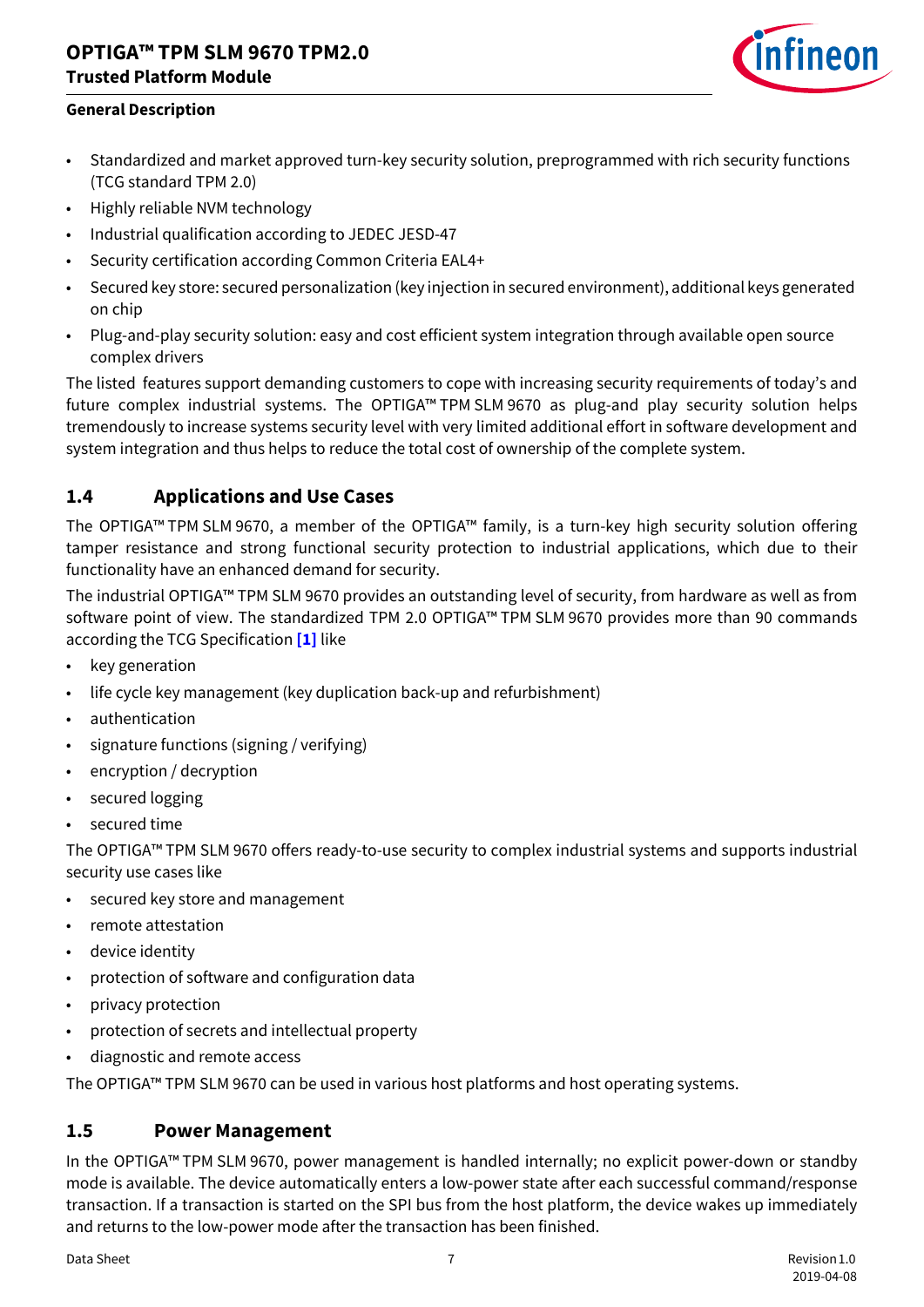- Standardized and market approved turn-key security solution, preprogrammed with rich security functions (TCG standard TPM 2.0)
- Highly reliable NVM technology
- Industrial qualification according to JEDEC JESD-47
- Security certification according Common Criteria EAL4+
- Secured key store: secured personalization (key injection in secured environment), additional keys generated on chip
- Plug-and-play security solution: easy and cost efficient system integration through available open source complex drivers

The listed features support demanding customers to cope with increasing security requirements of today's and future complex industrial systems. The OPTIGA™ TPM SLM 9670 as plug-and play security solution helps tremendously to increase systems security level with very limited additional effort in software development and system integration and thus helps to reduce the total cost of ownership of the complete system.

## 1.4 Applications and Use Cases

The OPTIGA™ TPM SLM 9670, a member of the OPTIGA™ family, is a turn-key high security solution offering tamper resistance and strong functional security protection to industrial applications, which due to their functionality have an enhanced demand for security.

The industrial OPTIGA™ TPM SLM 9670 provides an outstanding level of security, from hardware as well as from software point of view. The standardized TPM 2.0 OPTIGA™ TPM SLM 9670 provides more than 90 commands according the TCG Specification [1] like

- key generation
- life cycle key management (key duplication back-up and refurbishment)
- authentication
- signature functions (signing / verifying)
- encryption / decryption
- secured logging
- secured time

The OPTIGA™ TPM SLM 9670 offers ready-to-use security to complex industrial systems and supports industrial security use cases like

- secured key store and management
- remote attestation
- device identity
- protection of software and configuration data
- privacy protection
- protection of secrets and intellectual property
- diagnostic and remote access

The OPTIGA™ TPM SLM 9670 can be used in various host platforms and host operating systems.

## 1.5 Power Management

In the OPTIGA™ TPM SLM 9670, power management is handled internally; no explicit power-down or standby mode is available. The device automatically enters a low-power state after each successful command/response transaction. If a transaction is started on the SPI bus from the host platform, the device wakes up immediately and returns to the low-power mode after the transaction has been finished.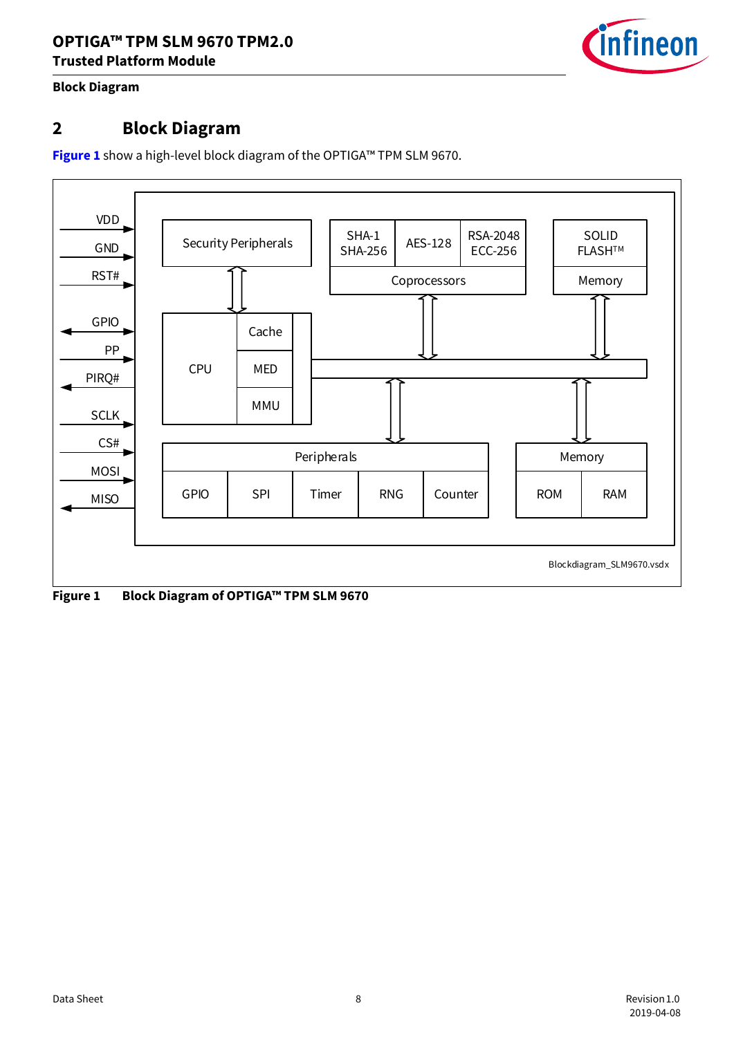## 2 Block Diagram

**Figure 1** show a high-level block diagram of the OPTIGA™ TPM SLM 9670.

VDD
GND
RST#
GPIO
PP
PIRQ#
SCLK
CS#
MOSI
MISO

Security Peripherals

SHA-1
SHA-256

AES-128

RSA-2048
ECC-256

Coprocessors

SOLID
FLASH™

Memory

CPU

Cache

MED

MMU

Peripherals

GPIO

SPI

Timer

RNG

Counter

Memory

ROM

RAM

Blockdiagram_SLM9670.vsdx

**Figure 1 Block Diagram of OPTIGA™ TPM SLM 9670**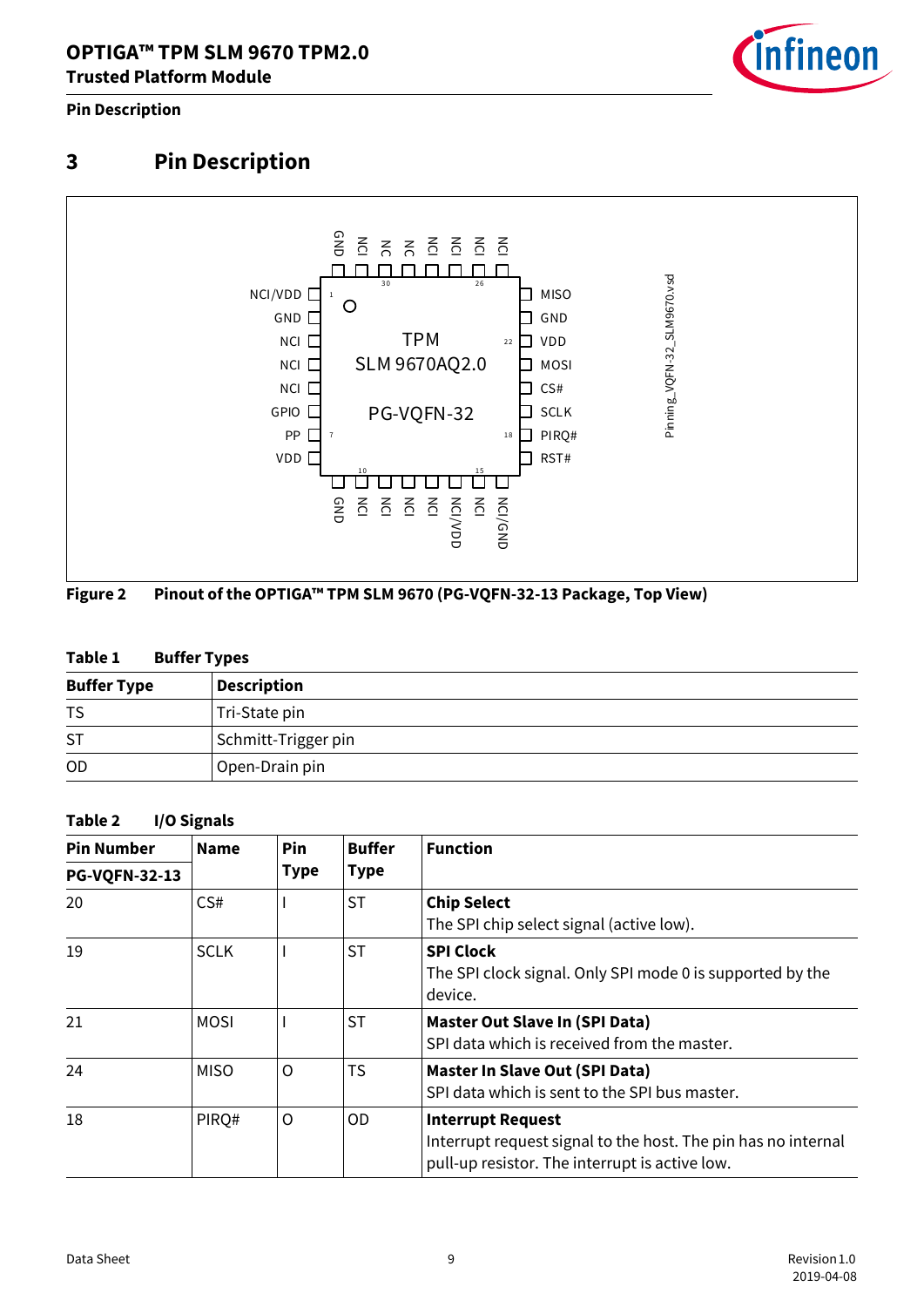# 3 Pin Description

Figure 2 Pinout of the OPTIGA™ TPM SLM 9670 (PG-VQFN-32-13 Package, Top View)

Table 1 Buffer Types

| Buffer Type | Description |
|---|---|
| TS | Tri-State pin |
| ST | Schmitt-Trigger pin |
| OD | Open-Drain pin |

Table 2 I/O Signals

| Pin Number PG-VQFN-32-13 | Name | Pin Type | Buffer Type | Function |
|---|---|---|---|---|
| 20 | CS# | I | ST | **Chip Select**<br>The SPI chip select signal (active low). |
| 19 | SCLK | I | ST | **SPI Clock**<br>The SPI clock signal. Only SPI mode 0 is supported by the device. |
| 21 | MOSI | I | ST | **Master Out Slave In (SPI Data)**<br>SPI data which is received from the master. |
| 24 | MISO | O | TS | **Master In Slave Out (SPI Data)**<br>SPI data which is sent to the SPI bus master. |
| 18 | PIRQ# | O | OD | **Interrupt Request**<br>Interrupt request signal to the host. The pin has no internal pull-up resistor. The interrupt is active low. |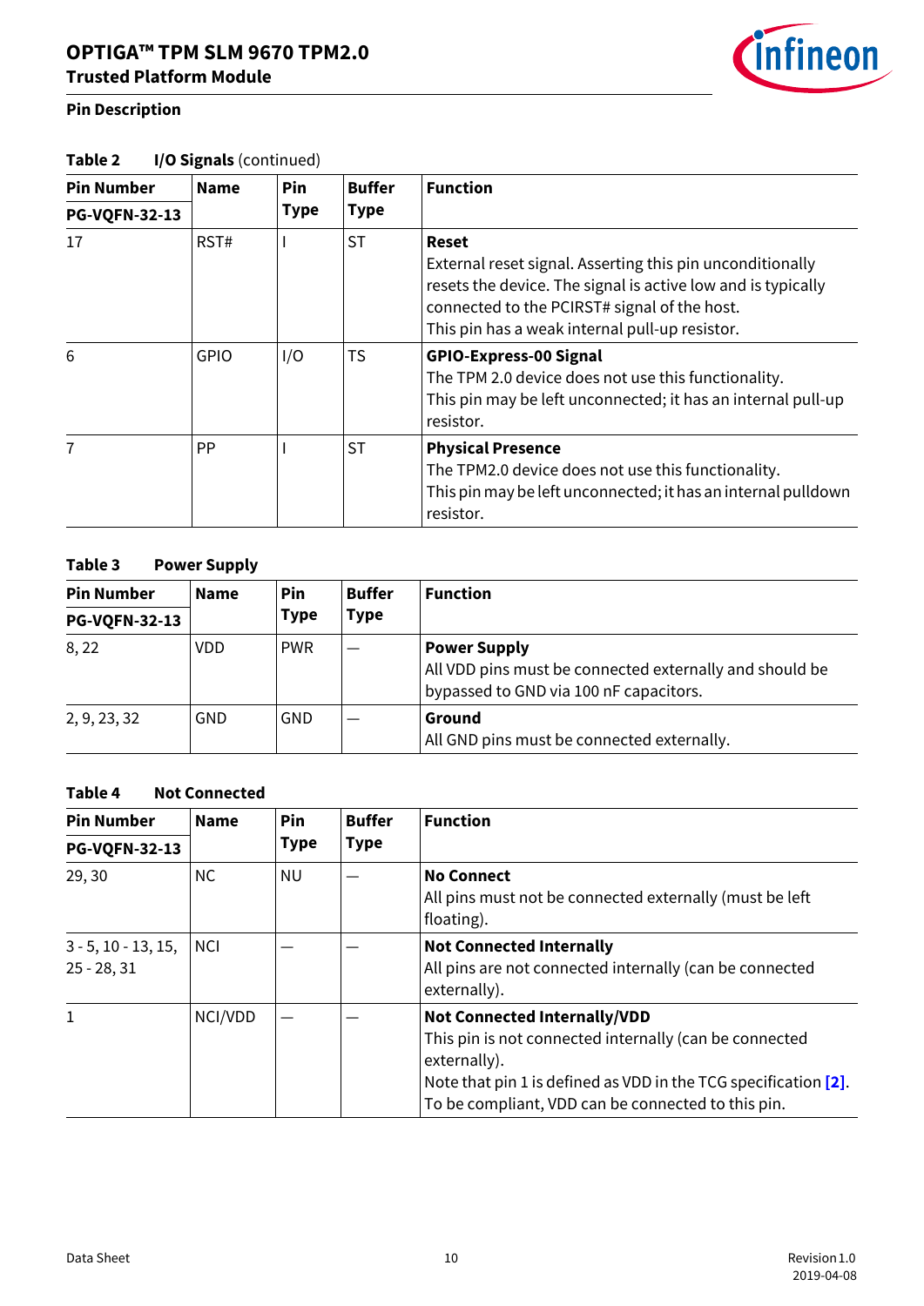**Table 2 I/O Signals** (continued)

| Pin Number PG-VQFN-32-13 | Name | Pin Type | Buffer Type | Function |
|---|---|---|---|---|
| 17 | RST# | I | ST | **Reset**<br>External reset signal. Asserting this pin unconditionally resets the device. The signal is active low and is typically connected to the PCIRST# signal of the host.<br>This pin has a weak internal pull-up resistor. |
| 6 | GPIO | I/O | TS | **GPIO-Express-00 Signal**<br>The TPM 2.0 device does not use this functionality.<br>This pin may be left unconnected; it has an internal pull-up resistor. |
| 7 | PP | I | ST | **Physical Presence**<br>The TPM2.0 device does not use this functionality.<br>This pin may be left unconnected; it has an internal pulldown resistor. |

**Table 3 Power Supply**

| Pin Number PG-VQFN-32-13 | Name | Pin Type | Buffer Type | Function |
|---|---|---|---|---|
| 8, 22 | VDD | PWR | — | **Power Supply**<br>All VDD pins must be connected externally and should be bypassed to GND via 100 nF capacitors. |
| 2, 9, 23, 32 | GND | GND | — | **Ground**<br>All GND pins must be connected externally. |

**Table 4 Not Connected**

| Pin Number PG-VQFN-32-13 | Name | Pin Type | Buffer Type | Function |
|---|---|---|---|---|
| 29, 30 | NC | NU | — | **No Connect**<br>All pins must not be connected externally (must be left floating). |
| 3 - 5, 10 - 13, 15, 25 - 28, 31 | NCI | — | — | **Not Connected Internally**<br>All pins are not connected internally (can be connected externally). |
| 1 | NCI/VDD | — | — | **Not Connected Internally/VDD**<br>This pin is not connected internally (can be connected externally).<br>Note that pin 1 is defined as VDD in the TCG specification [2]. To be compliant, VDD can be connected to this pin. |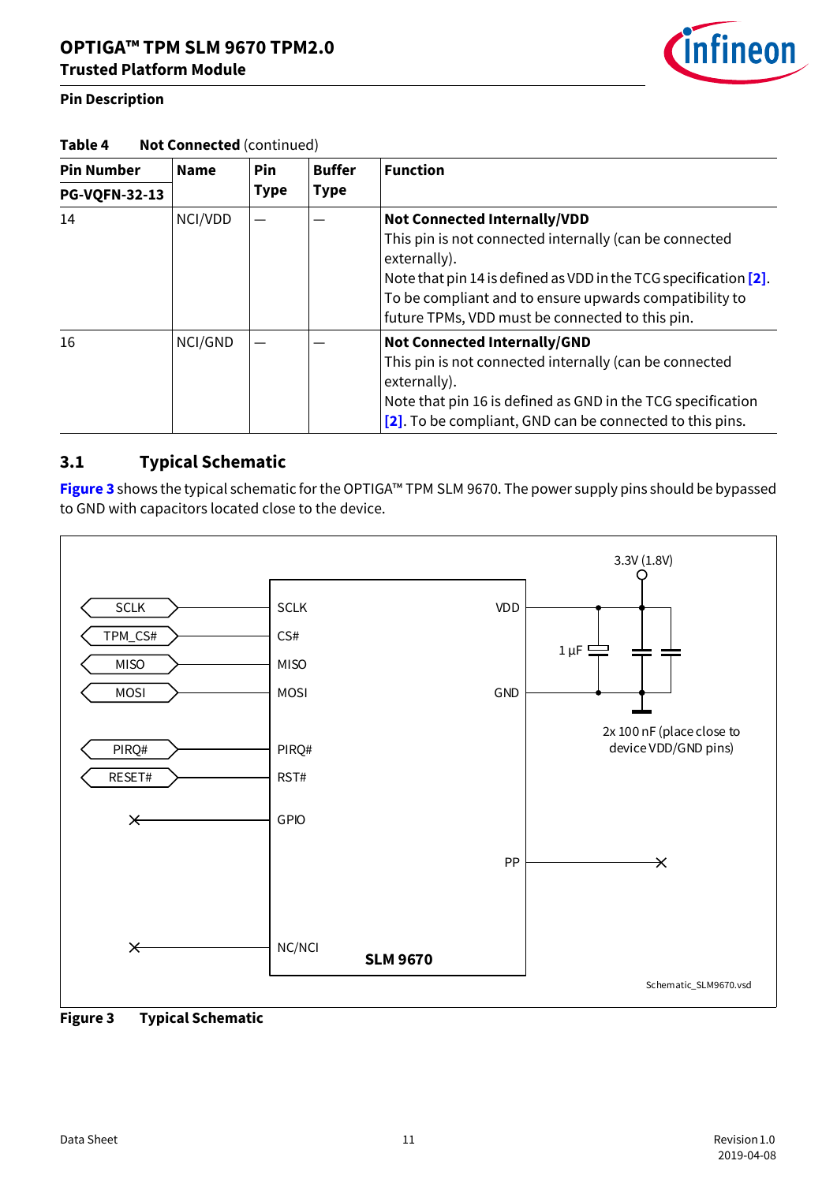**Pin Description**

**Table 4 Not Connected** (continued)

| Pin Number PG-VQFN-32-13 | Name | Pin Type | Buffer Type | Function |
|---|---|---|---|---|
| 14 | NCI/VDD | — | — | **Not Connected Internally/VDD**<br>This pin is not connected internally (can be connected externally).<br>Note that pin 14 is defined as VDD in the TCG specification [2]. To be compliant and to ensure upwards compatibility to future TPMs, VDD must be connected to this pin. |
| 16 | NCI/GND | — | — | **Not Connected Internally/GND**<br>This pin is not connected internally (can be connected externally).<br>Note that pin 16 is defined as GND in the TCG specification [2]. To be compliant, GND can be connected to this pins. |

## 3.1 Typical Schematic

Figure 3 shows the typical schematic for the OPTIGA™ TPM SLM 9670. The power supply pins should be bypassed to GND with capacitors located close to the device.

**Figure 3 Typical Schematic**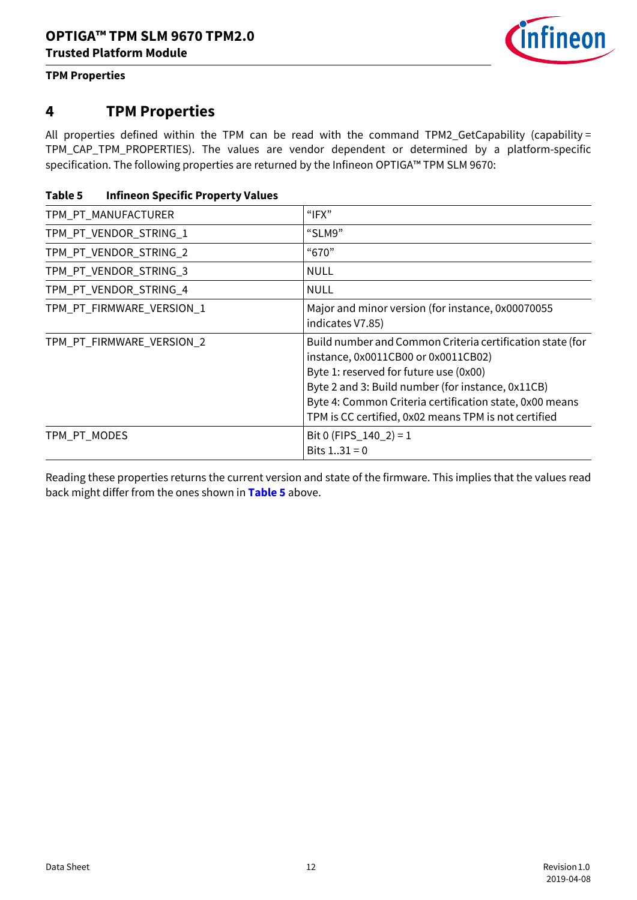# 4 TPM Properties

All properties defined within the TPM can be read with the command TPM2_GetCapability (capability = TPM_CAP_TPM_PROPERTIES). The values are vendor dependent or determined by a platform-specific specification. The following properties are returned by the Infineon OPTIGA™ TPM SLM 9670:

**Table 5 Infineon Specific Property Values**

| | |
|---|---|
| TPM_PT_MANUFACTURER | "IFX" |
| TPM_PT_VENDOR_STRING_1 | "SLM9" |
| TPM_PT_VENDOR_STRING_2 | "670" |
| TPM_PT_VENDOR_STRING_3 | NULL |
| TPM_PT_VENDOR_STRING_4 | NULL |
| TPM_PT_FIRMWARE_VERSION_1 | Major and minor version (for instance, 0x00070055 indicates V7.85) |
| TPM_PT_FIRMWARE_VERSION_2 | Build number and Common Criteria certification state (for instance, 0x0011CB00 or 0x0011CB02)<br>Byte 1: reserved for future use (0x00)<br>Byte 2 and 3: Build number (for instance, 0x11CB)<br>Byte 4: Common Criteria certification state, 0x00 means TPM is CC certified, 0x02 means TPM is not certified |
| TPM_PT_MODES | Bit 0 (FIPS_140_2) = 1<br>Bits 1..31 = 0 |

Reading these properties returns the current version and state of the firmware. This implies that the values read back might differ from the ones shown in **Table 5** above.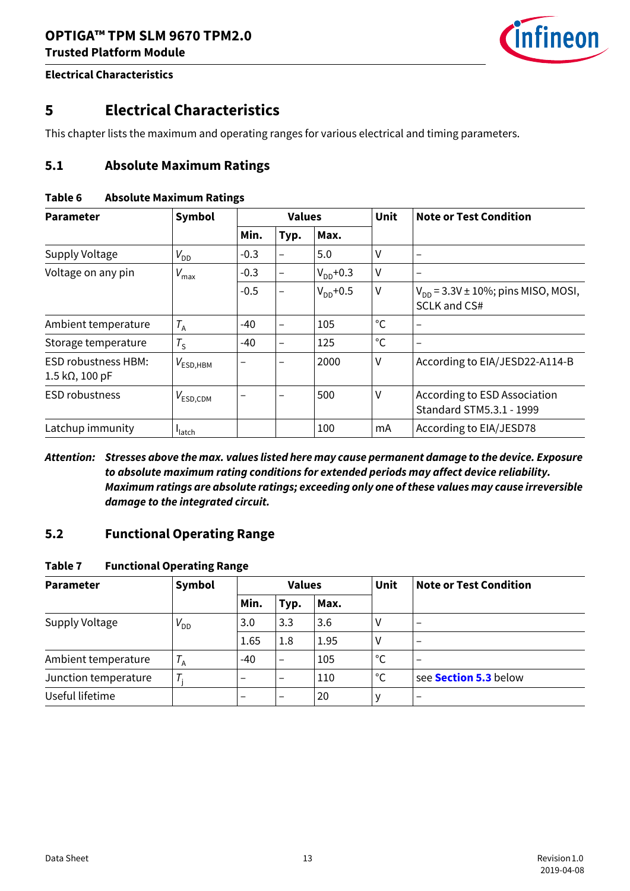# 5 Electrical Characteristics

This chapter lists the maximum and operating ranges for various electrical and timing parameters.

## 5.1 Absolute Maximum Ratings

**Table 6 Absolute Maximum Ratings**

| Parameter | Symbol | Values | | | Unit | Note or Test Condition |
|---|---|---|---|---|---|---|
| | | Min. | Typ. | Max. | | |
| Supply Voltage | $V_{DD}$ | -0.3 | – | 5.0 | V | – |
| Voltage on any pin | $V_{max}$ | -0.3 | – | $V_{DD}$+0.3 | V | – |
| | | -0.5 | – | $V_{DD}$+0.5 | V | $V_{DD}$ = 3.3V ± 10%; pins MISO, MOSI, SCLK and CS# |
| Ambient temperature | $T_A$ | -40 | – | 105 | °C | – |
| Storage temperature | $T_S$ | -40 | – | 125 | °C | – |
| ESD robustness HBM: 1.5 kΩ, 100 pF | $V_{ESD,HBM}$ | – | – | 2000 | V | According to EIA/JESD22-A114-B |
| ESD robustness | $V_{ESD,CDM}$ | – | – | 500 | V | According to ESD Association Standard STM5.3.1 - 1999 |
| Latchup immunity | $I_{latch}$ | | | 100 | mA | According to EIA/JESD78 |

***Attention:*** ***Stresses above the max. values listed here may cause permanent damage to the device. Exposure to absolute maximum rating conditions for extended periods may affect device reliability. Maximum ratings are absolute ratings; exceeding only one of these values may cause irreversible damage to the integrated circuit.***

## 5.2 Functional Operating Range

**Table 7 Functional Operating Range**

| Parameter | Symbol | Values | | | Unit | Note or Test Condition |
|---|---|---|---|---|---|---|
| | | Min. | Typ. | Max. | | |
| Supply Voltage | $V_{DD}$ | 3.0 | 3.3 | 3.6 | V | – |
| | | 1.65 | 1.8 | 1.95 | V | – |
| Ambient temperature | $T_A$ | -40 | – | 105 | °C | – |
| Junction temperature | $T_j$ | – | – | 110 | °C | see **Section 5.3** below |
| Useful lifetime | | – | – | 20 | y | – |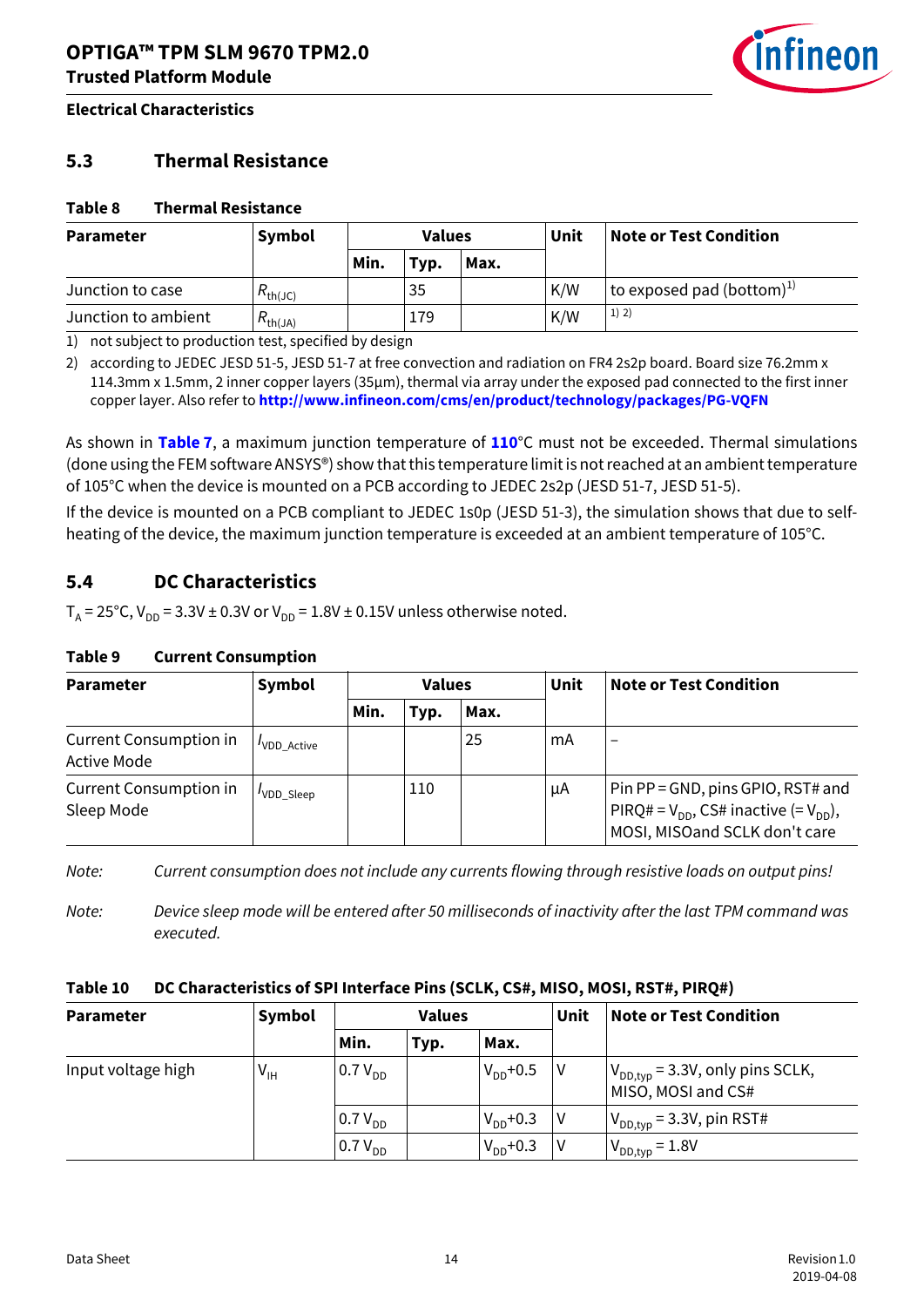## 5.3 Thermal Resistance

**Table 8 Thermal Resistance**

| Parameter | Symbol | Values | | | Unit | Note or Test Condition |
|---|---|---|---|---|---|---|
| | | Min. | Typ. | Max. | | |
| Junction to case | $R_{th(JC)}$ | | 35 | | K/W | to exposed pad (bottom)[1] |
| Junction to ambient | $R_{th(JA)}$ | | 179 | | K/W | [1) 2)] |

1) not subject to production test, specified by design

2) according to JEDEC JESD 51-5, JESD 51-7 at free convection and radiation on FR4 2s2p board. Board size 76.2mm x 114.3mm x 1.5mm, 2 inner copper layers (35µm), thermal via array under the exposed pad connected to the first inner copper layer. Also refer to **http://www.infineon.com/cms/en/product/technology/packages/PG-VQFN**

As shown in **Table 7**, a maximum junction temperature of **110**°C must not be exceeded. Thermal simulations (done using the FEM software ANSYS®) show that this temperature limit is not reached at an ambient temperature of 105°C when the device is mounted on a PCB according to JEDEC 2s2p (JESD 51-7, JESD 51-5).

If the device is mounted on a PCB compliant to JEDEC 1s0p (JESD 51-3), the simulation shows that due to self-heating of the device, the maximum junction temperature is exceeded at an ambient temperature of 105°C.

## 5.4 DC Characteristics

$T_A$ = 25°C, $V_{DD}$ = 3.3V ± 0.3V or $V_{DD}$ = 1.8V ± 0.15V unless otherwise noted.

**Table 9 Current Consumption**

| Parameter | Symbol | Values | | | Unit | Note or Test Condition |
|---|---|---|---|---|---|---|
| | | Min. | Typ. | Max. | | |
| Current Consumption in Active Mode | $I_{VDD\_Active}$ | | | 25 | mA | – |
| Current Consumption in Sleep Mode | $I_{VDD\_Sleep}$ | | 110 | | µA | Pin PP = GND, pins GPIO, RST# and PIRQ# = $V_{DD}$, CS# inactive (= $V_{DD}$), MOSI, MISOand SCLK don't care |

*Note: Current consumption does not include any currents flowing through resistive loads on output pins!*

*Note: Device sleep mode will be entered after 50 milliseconds of inactivity after the last TPM command was executed.*

**Table 10 DC Characteristics of SPI Interface Pins (SCLK, CS#, MISO, MOSI, RST#, PIRQ#)**

| Parameter | Symbol | Values | | | Unit | Note or Test Condition |
|---|---|---|---|---|---|---|
| | | Min. | Typ. | Max. | | |
| Input voltage high | $V_{IH}$ | 0.7 $V_{DD}$ | | $V_{DD}$+0.5 | V | $V_{DD,typ}$ = 3.3V, only pins SCLK, MISO, MOSI and CS# |
| | | 0.7 $V_{DD}$ | | $V_{DD}$+0.3 | V | $V_{DD,typ}$ = 3.3V, pin RST# |
| | | 0.7 $V_{DD}$ | | $V_{DD}$+0.3 | V | $V_{DD,typ}$ = 1.8V |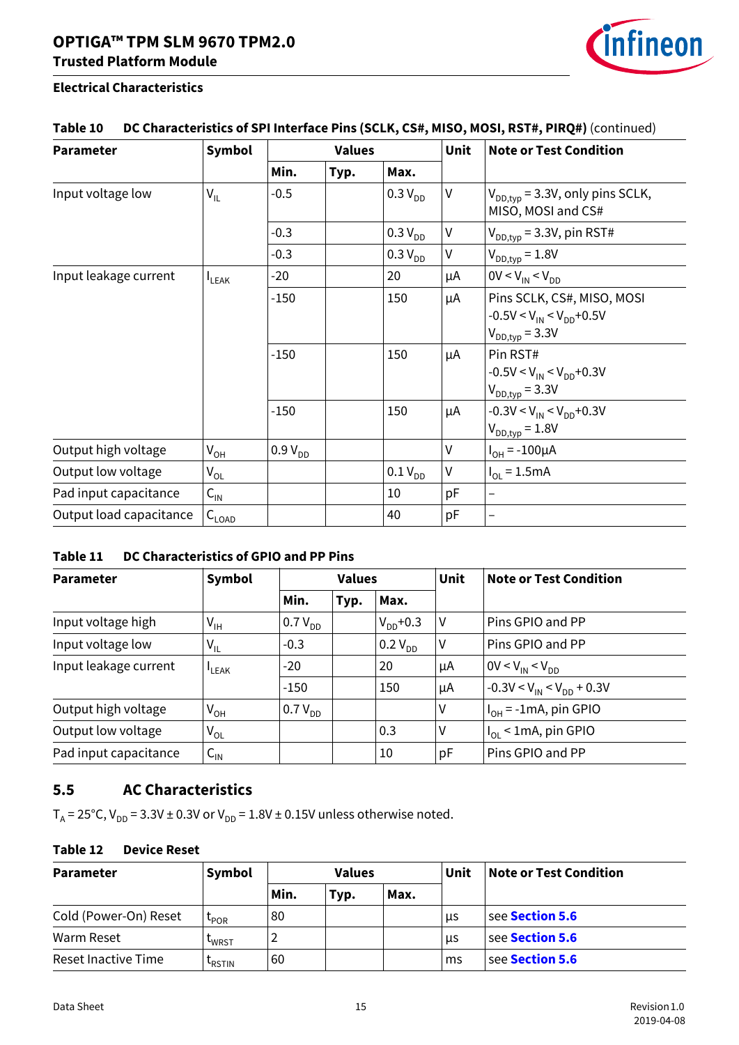### Table 10 DC Characteristics of SPI Interface Pins (SCLK, CS#, MISO, MOSI, RST#, PIRQ#) (continued)

| Parameter | Symbol | Values | | | Unit | Note or Test Condition |
|---|---|---|---|---|---|---|
| | | Min. | Typ. | Max. | | |
| Input voltage low | $V_{IL}$ | -0.5 | | 0.3 $V_{DD}$ | V | $V_{DD,typ}$ = 3.3V, only pins SCLK, MISO, MOSI and CS# |
| | | -0.3 | | 0.3 $V_{DD}$ | V | $V_{DD,typ}$ = 3.3V, pin RST# |
| | | -0.3 | | 0.3 $V_{DD}$ | V | $V_{DD,typ}$ = 1.8V |
| Input leakage current | $I_{LEAK}$ | -20 | | 20 | µA | 0V < $V_{IN}$ < $V_{DD}$ |
| | | -150 | | 150 | µA | Pins SCLK, CS#, MISO, MOSI -0.5V < $V_{IN}$ < $V_{DD}$+0.5V $V_{DD,typ}$ = 3.3V |
| | | -150 | | 150 | µA | Pin RST# -0.5V < $V_{IN}$ < $V_{DD}$+0.3V $V_{DD,typ}$ = 3.3V |
| | | -150 | | 150 | µA | -0.3V < $V_{IN}$ < $V_{DD}$+0.3V $V_{DD,typ}$ = 1.8V |
| Output high voltage | $V_{OH}$ | 0.9 $V_{DD}$ | | | V | $I_{OH}$ = -100µA |
| Output low voltage | $V_{OL}$ | | | 0.1 $V_{DD}$ | V | $I_{OL}$ = 1.5mA |
| Pad input capacitance | $C_{IN}$ | | | 10 | pF | – |
| Output load capacitance | $C_{LOAD}$ | | | 40 | pF | – |

### Table 11 DC Characteristics of GPIO and PP Pins

| Parameter | Symbol | Values | | | Unit | Note or Test Condition |
|---|---|---|---|---|---|---|
| | | Min. | Typ. | Max. | | |
| Input voltage high | $V_{IH}$ | 0.7 $V_{DD}$ | | $V_{DD}$+0.3 | V | Pins GPIO and PP |
| Input voltage low | $V_{IL}$ | -0.3 | | 0.2 $V_{DD}$ | V | Pins GPIO and PP |
| Input leakage current | $I_{LEAK}$ | -20 | | 20 | µA | 0V < $V_{IN}$ < $V_{DD}$ |
| | | -150 | | 150 | µA | -0.3V < $V_{IN}$ < $V_{DD}$ + 0.3V |
| Output high voltage | $V_{OH}$ | 0.7 $V_{DD}$ | | | V | $I_{OH}$ = -1mA, pin GPIO |
| Output low voltage | $V_{OL}$ | | | 0.3 | V | $I_{OL}$ < 1mA, pin GPIO |
| Pad input capacitance | $C_{IN}$ | | | 10 | pF | Pins GPIO and PP |

## 5.5 AC Characteristics

$T_A$ = 25°C, $V_{DD}$ = 3.3V ± 0.3V or $V_{DD}$ = 1.8V ± 0.15V unless otherwise noted.

### Table 12 Device Reset

| Parameter | Symbol | Values | | | Unit | Note or Test Condition |
|---|---|---|---|---|---|---|
| | | Min. | Typ. | Max. | | |
| Cold (Power-On) Reset | $t_{POR}$ | 80 | | | µs | see **Section 5.6** |
| Warm Reset | $t_{WRST}$ | 2 | | | µs | see **Section 5.6** |
| Reset Inactive Time | $t_{RSTIN}$ | 60 | | | ms | see **Section 5.6** |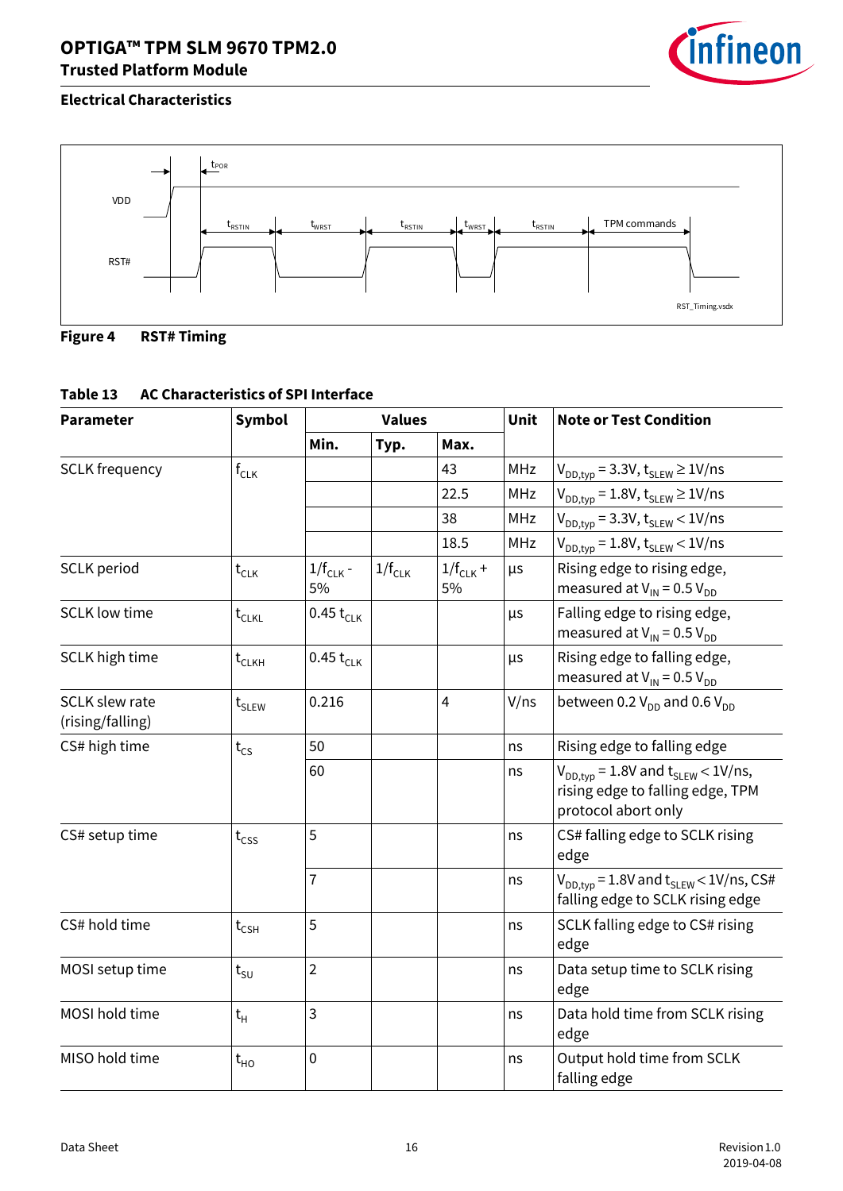Figure 4 RST# Timing

Table 13 AC Characteristics of SPI Interface

| Parameter | Symbol | Values | | | Unit | Note or Test Condition |
|---|---|---|---|---|---|---|
| | | Min. | Typ. | Max. | | |
| SCLK frequency | $f_{CLK}$ | | | 43 | MHz | $V_{DD,typ}$ = 3.3V, $t_{SLEW} \geq$ 1V/ns |
| | | | | 22.5 | MHz | $V_{DD,typ}$ = 1.8V, $t_{SLEW} \geq$ 1V/ns |
| | | | | 38 | MHz | $V_{DD,typ}$ = 3.3V, $t_{SLEW} <$ 1V/ns |
| | | | | 18.5 | MHz | $V_{DD,typ}$ = 1.8V, $t_{SLEW} <$ 1V/ns |
| SCLK period | $t_{CLK}$ | $1/f_{CLK}$ - 5% | $1/f_{CLK}$ | $1/f_{CLK}$ + 5% | µs | Rising edge to rising edge, measured at $V_{IN}$ = 0.5 $V_{DD}$ |
| SCLK low time | $t_{CLKL}$ | 0.45 $t_{CLK}$ | | | µs | Falling edge to rising edge, measured at $V_{IN}$ = 0.5 $V_{DD}$ |
| SCLK high time | $t_{CLKH}$ | 0.45 $t_{CLK}$ | | | µs | Rising edge to falling edge, measured at $V_{IN}$ = 0.5 $V_{DD}$ |
| SCLK slew rate (rising/falling) | $t_{SLEW}$ | 0.216 | | 4 | V/ns | between 0.2 $V_{DD}$ and 0.6 $V_{DD}$ |
| CS# high time | $t_{CS}$ | 50 | | | ns | Rising edge to falling edge |
| | | 60 | | | ns | $V_{DD,typ}$ = 1.8V and $t_{SLEW} <$ 1V/ns, rising edge to falling edge, TPM protocol abort only |
| CS# setup time | $t_{CSS}$ | 5 | | | ns | CS# falling edge to SCLK rising edge |
| | | 7 | | | ns | $V_{DD,typ}$ = 1.8V and $t_{SLEW} <$ 1V/ns, CS# falling edge to SCLK rising edge |
| CS# hold time | $t_{CSH}$ | 5 | | | ns | SCLK falling edge to CS# rising edge |
| MOSI setup time | $t_{SU}$ | 2 | | | ns | Data setup time to SCLK rising edge |
| MOSI hold time | $t_{H}$ | 3 | | | ns | Data hold time from SCLK rising edge |
| MISO hold time | $t_{HO}$ | 0 | | | ns | Output hold time from SCLK falling edge |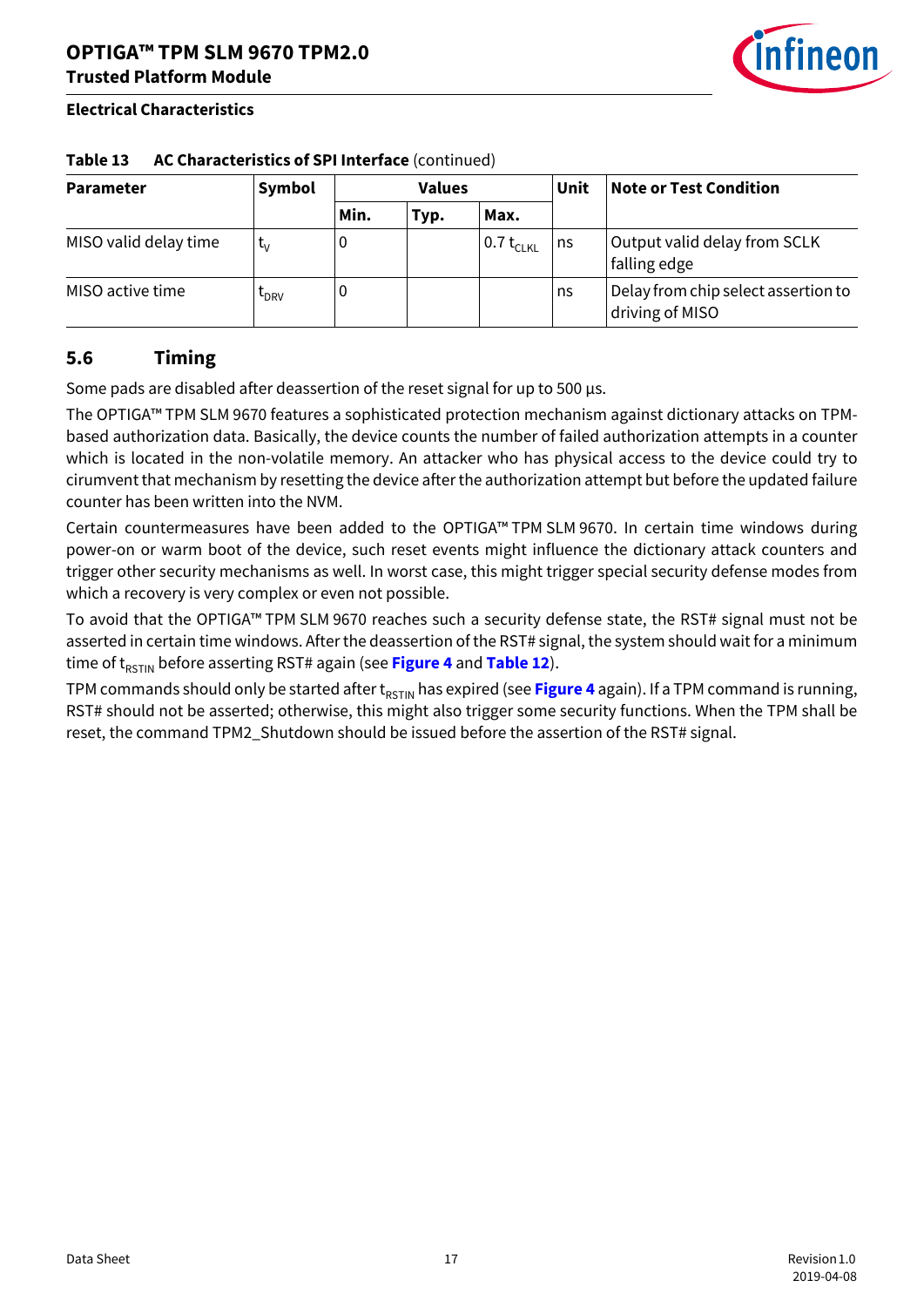**Table 13 AC Characteristics of SPI Interface** (continued)

| Parameter | Symbol | Values | | | Unit | Note or Test Condition |
|---|---|---|---|---|---|---|
| | | Min. | Typ. | Max. | | |
| MISO valid delay time | $t_V$ | 0 | | 0.7 $t_{CLKL}$ | ns | Output valid delay from SCLK falling edge |
| MISO active time | $t_{DRV}$ | 0 | | | ns | Delay from chip select assertion to driving of MISO |

## 5.6 Timing

Some pads are disabled after deassertion of the reset signal for up to 500 µs.

The OPTIGA™ TPM SLM 9670 features a sophisticated protection mechanism against dictionary attacks on TPM-based authorization data. Basically, the device counts the number of failed authorization attempts in a counter which is located in the non-volatile memory. An attacker who has physical access to the device could try to cirumvent that mechanism by resetting the device after the authorization attempt but before the updated failure counter has been written into the NVM.

Certain countermeasures have been added to the OPTIGA™ TPM SLM 9670. In certain time windows during power-on or warm boot of the device, such reset events might influence the dictionary attack counters and trigger other security mechanisms as well. In worst case, this might trigger special security defense modes from which a recovery is very complex or even not possible.

To avoid that the OPTIGA™ TPM SLM 9670 reaches such a security defense state, the RST# signal must not be asserted in certain time windows. After the deassertion of the RST# signal, the system should wait for a minimum time of $t_{RSTIN}$ before asserting RST# again (see **Figure 4** and **Table 12**).

TPM commands should only be started after $t_{RSTIN}$ has expired (see **Figure 4** again). If a TPM command is running, RST# should not be asserted; otherwise, this might also trigger some security functions. When the TPM shall be reset, the command TPM2_Shutdown should be issued before the assertion of the RST# signal.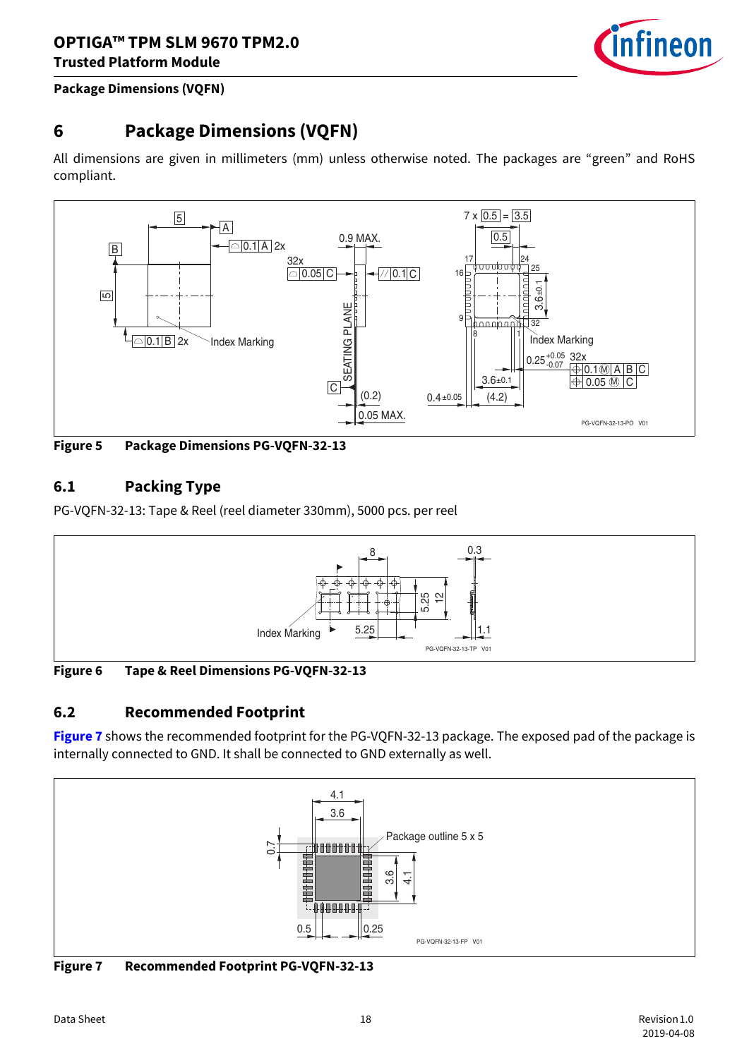# 6 Package Dimensions (VQFN)

All dimensions are given in millimeters (mm) unless otherwise noted. The packages are “green” and RoHS compliant.

**Figure 5 Package Dimensions PG-VQFN-32-13**

## 6.1 Packing Type

PG-VQFN-32-13: Tape & Reel (reel diameter 330mm), 5000 pcs. per reel

**Figure 6 Tape & Reel Dimensions PG-VQFN-32-13**

## 6.2 Recommended Footprint

**Figure 7** shows the recommended footprint for the PG-VQFN-32-13 package. The exposed pad of the package is internally connected to GND. It shall be connected to GND externally as well.

**Figure 7 Recommended Footprint PG-VQFN-32-13**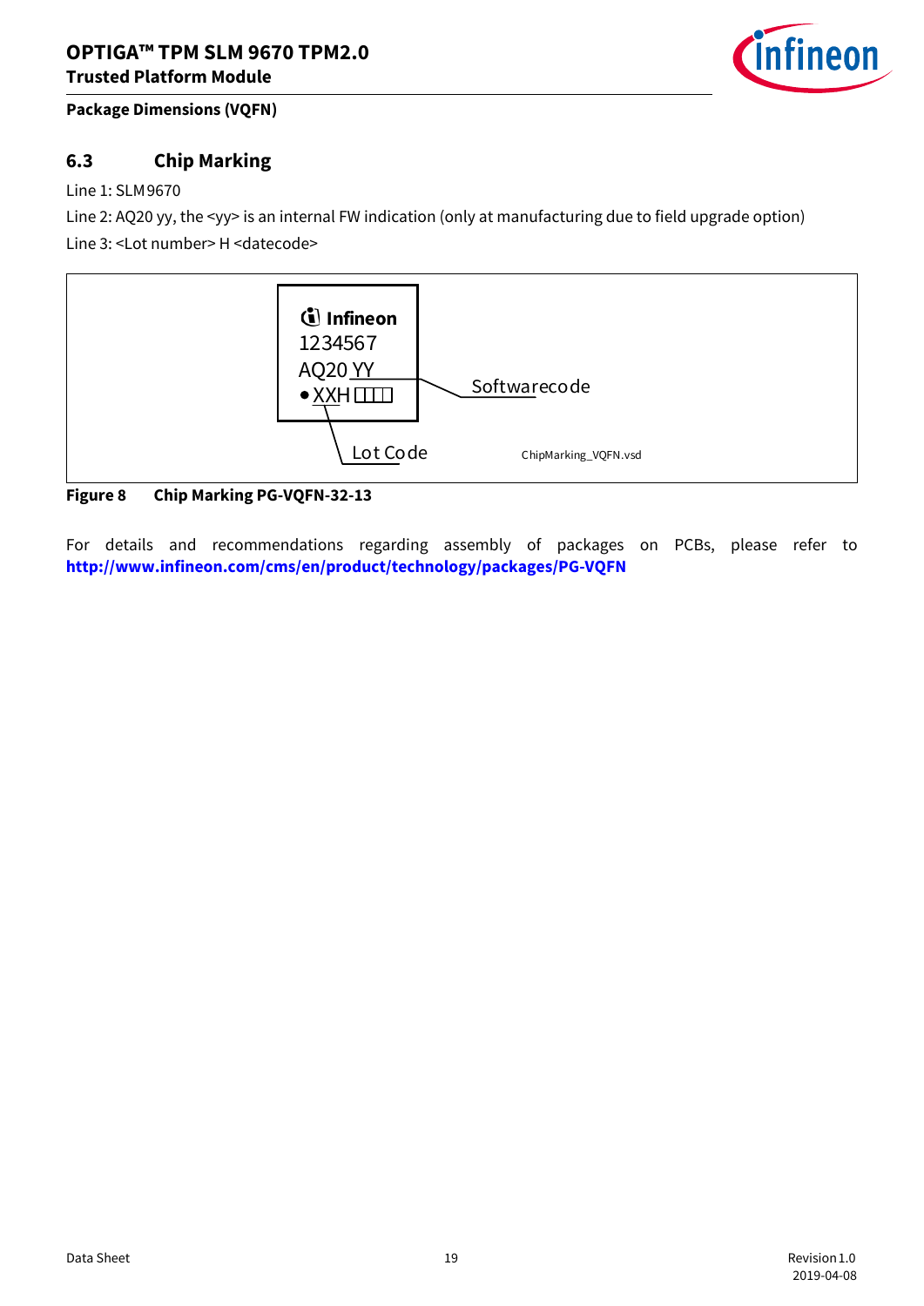### 6.3 Chip Marking

Line 1: SLM 9670

Line 2: AQ20 yy, the <yy> is an internal FW indication (only at manufacturing due to field upgrade option)

Line 3: <Lot number> H <datecode>

Infineon
1234567
AQ20 YY
• XXH

Softwarecode

Lot Code

ChipMarking_VQFN.vsd

**Figure 8 Chip Marking PG-VQFN-32-13**

For details and recommendations regarding assembly of packages on PCBs, please refer to **http://www.infineon.com/cms/en/product/technology/packages/PG-VQFN**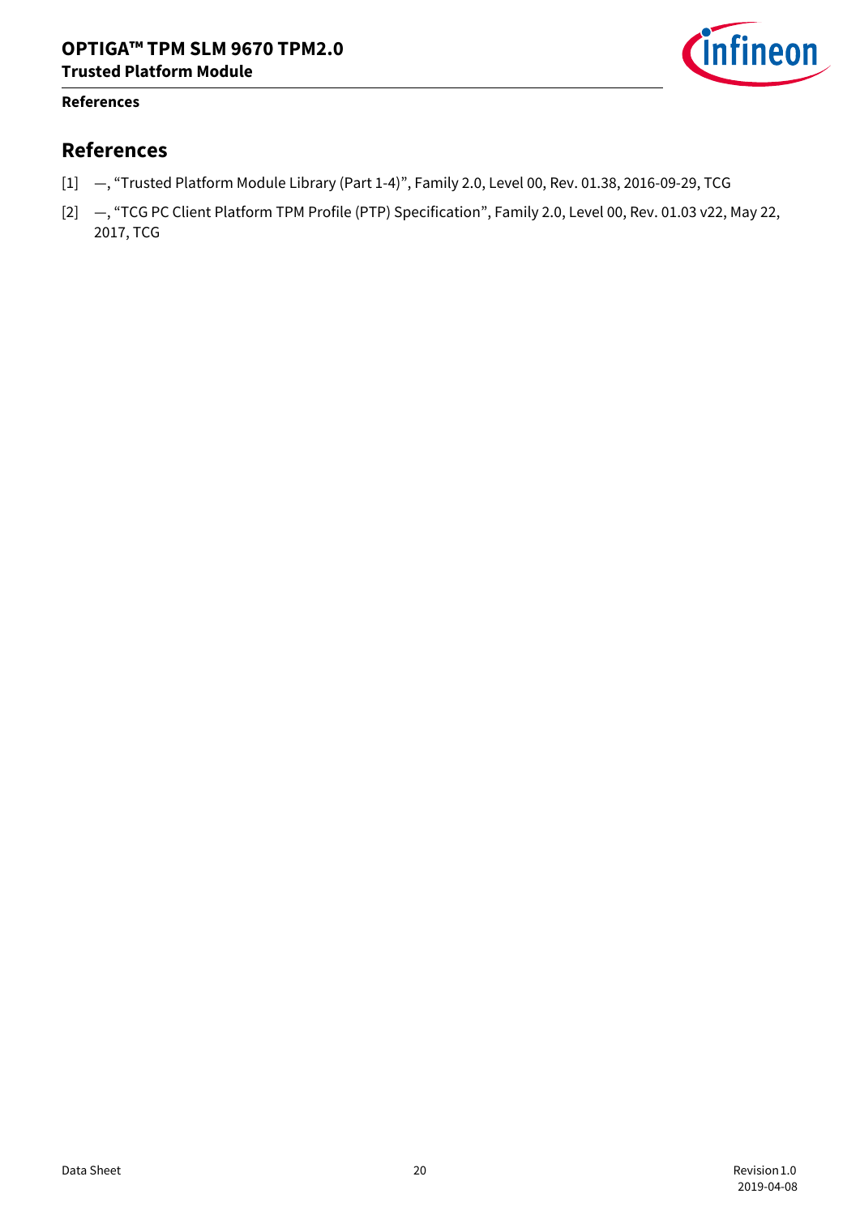# References

[1] —, "Trusted Platform Module Library (Part 1-4)", Family 2.0, Level 00, Rev. 01.38, 2016-09-29, TCG

[2] —, "TCG PC Client Platform TPM Profile (PTP) Specification", Family 2.0, Level 00, Rev. 01.03 v22, May 22, 2017, TCG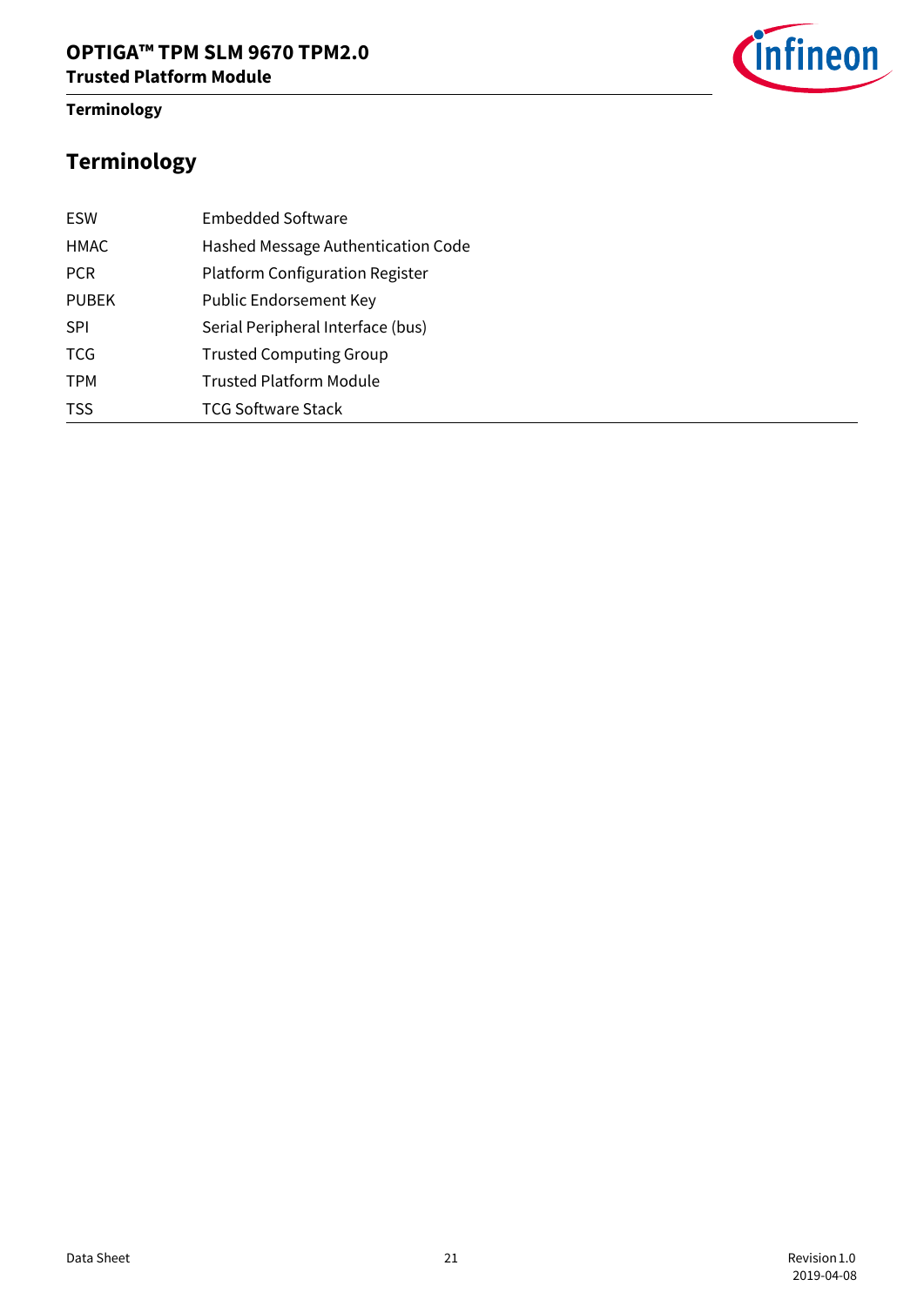# Terminology

| | |
|---|---|
| ESW | Embedded Software |
| HMAC | Hashed Message Authentication Code |
| PCR | Platform Configuration Register |
| PUBEK | Public Endorsement Key |
| SPI | Serial Peripheral Interface (bus) |
| TCG | Trusted Computing Group |
| TPM | Trusted Platform Module |
| TSS | TCG Software Stack |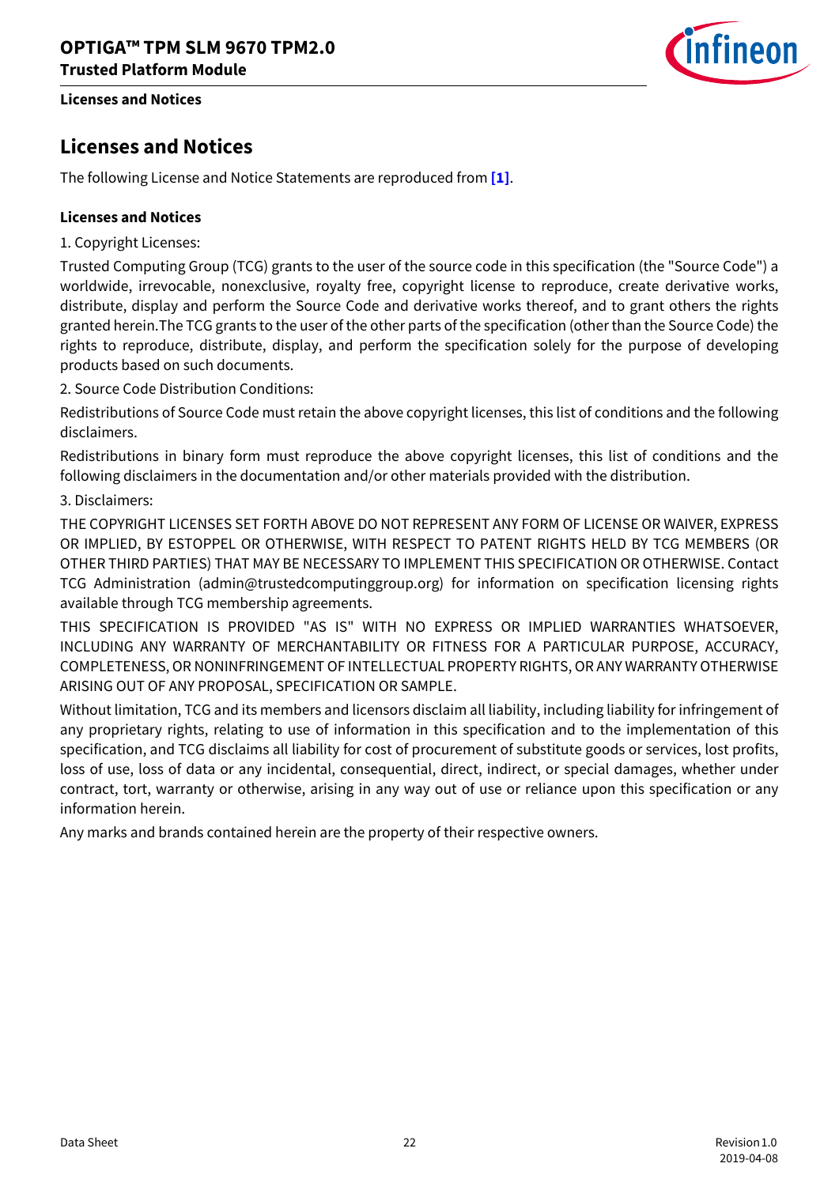# Licenses and Notices

The following License and Notice Statements are reproduced from **[1]**.

### Licenses and Notices

1. Copyright Licenses:

Trusted Computing Group (TCG) grants to the user of the source code in this specification (the "Source Code") a worldwide, irrevocable, nonexclusive, royalty free, copyright license to reproduce, create derivative works, distribute, display and perform the Source Code and derivative works thereof, and to grant others the rights granted herein.The TCG grants to the user of the other parts of the specification (other than the Source Code) the rights to reproduce, distribute, display, and perform the specification solely for the purpose of developing products based on such documents.

2. Source Code Distribution Conditions:

Redistributions of Source Code must retain the above copyright licenses, this list of conditions and the following disclaimers.

Redistributions in binary form must reproduce the above copyright licenses, this list of conditions and the following disclaimers in the documentation and/or other materials provided with the distribution.

3. Disclaimers:

THE COPYRIGHT LICENSES SET FORTH ABOVE DO NOT REPRESENT ANY FORM OF LICENSE OR WAIVER, EXPRESS OR IMPLIED, BY ESTOPPEL OR OTHERWISE, WITH RESPECT TO PATENT RIGHTS HELD BY TCG MEMBERS (OR OTHER THIRD PARTIES) THAT MAY BE NECESSARY TO IMPLEMENT THIS SPECIFICATION OR OTHERWISE. Contact TCG Administration (admin@trustedcomputinggroup.org) for information on specification licensing rights available through TCG membership agreements.

THIS SPECIFICATION IS PROVIDED "AS IS" WITH NO EXPRESS OR IMPLIED WARRANTIES WHATSOEVER, INCLUDING ANY WARRANTY OF MERCHANTABILITY OR FITNESS FOR A PARTICULAR PURPOSE, ACCURACY, COMPLETENESS, OR NONINFRINGEMENT OF INTELLECTUAL PROPERTY RIGHTS, OR ANY WARRANTY OTHERWISE ARISING OUT OF ANY PROPOSAL, SPECIFICATION OR SAMPLE.

Without limitation, TCG and its members and licensors disclaim all liability, including liability for infringement of any proprietary rights, relating to use of information in this specification and to the implementation of this specification, and TCG disclaims all liability for cost of procurement of substitute goods or services, lost profits, loss of use, loss of data or any incidental, consequential, direct, indirect, or special damages, whether under contract, tort, warranty or otherwise, arising in any way out of use or reliance upon this specification or any information herein.

Any marks and brands contained herein are the property of their respective owners.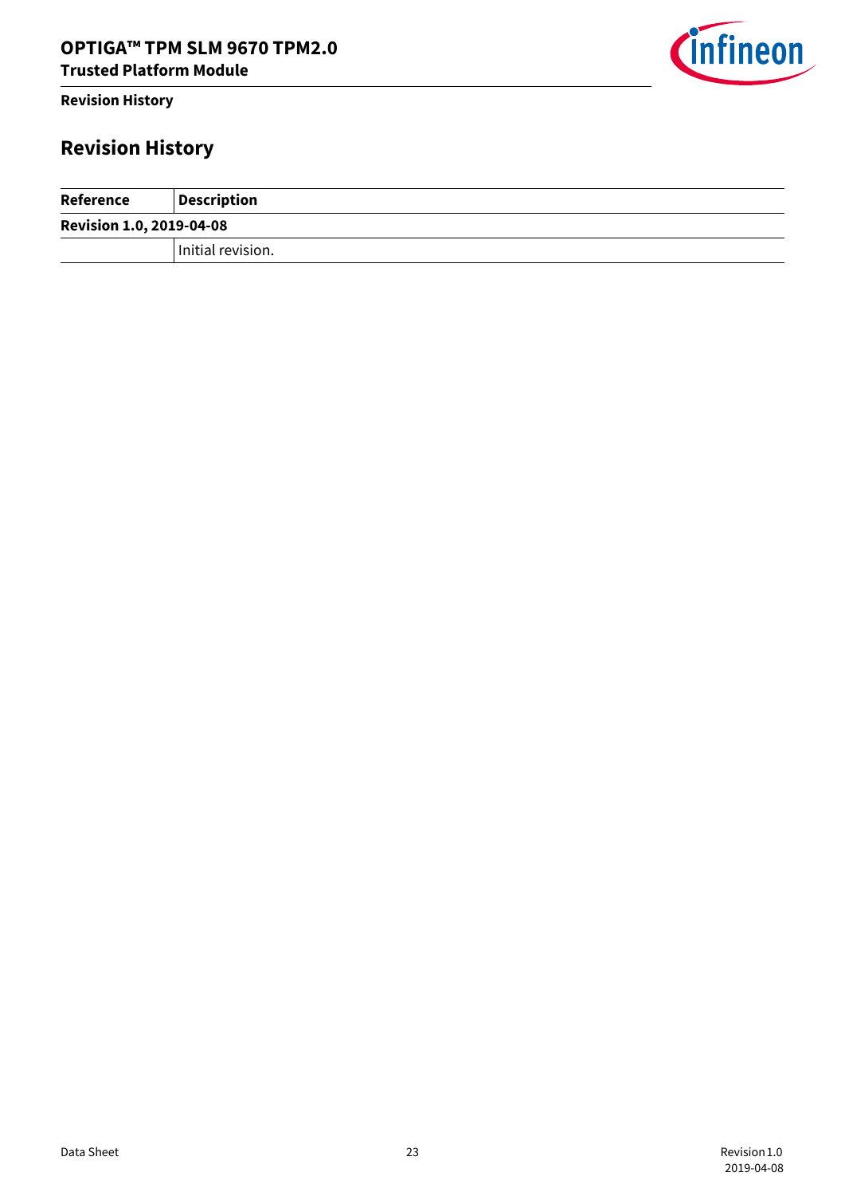# Revision History

| Reference | Description |
|---|---|
| **Revision 1.0, 2019-04-08** | |
| | Initial revision. |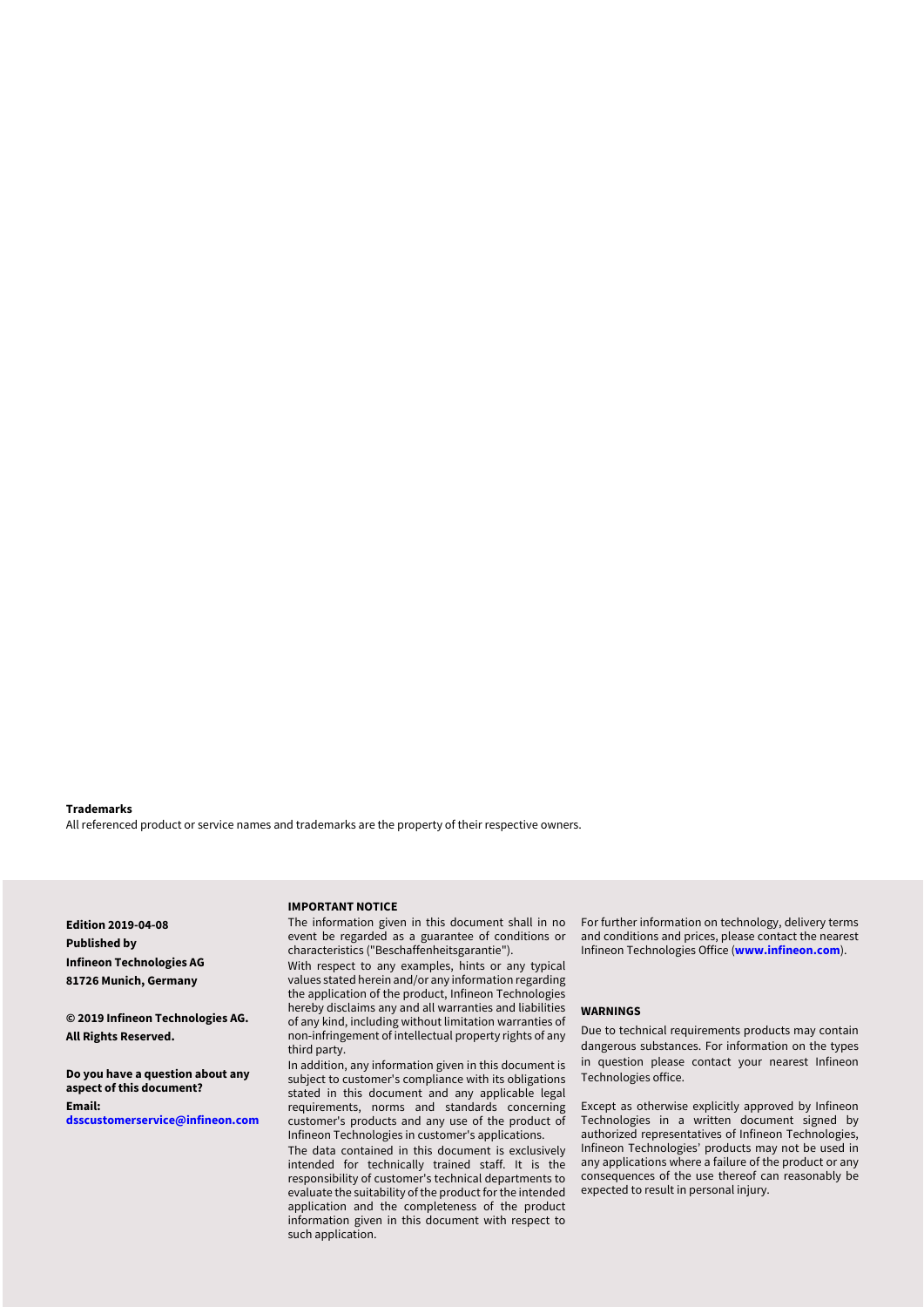**Trademarks**

All referenced product or service names and trademarks are the property of their respective owners.

**Edition 2019-04-08**

**Published by**

**Infineon Technologies AG**

**81726 Munich, Germany**

**© 2019 Infineon Technologies AG.**

**All Rights Reserved.**

**Do you have a question about any aspect of this document?**

**Email:**

**dsscustomerservice@infineon.com**

**IMPORTANT NOTICE**

The information given in this document shall in no event be regarded as a guarantee of conditions or characteristics ("Beschaffenheitsgarantie").

With respect to any examples, hints or any typical values stated herein and/or any information regarding the application of the product, Infineon Technologies hereby disclaims any and all warranties and liabilities of any kind, including without limitation warranties of non-infringement of intellectual property rights of any third party.

In addition, any information given in this document is subject to customer's compliance with its obligations stated in this document and any applicable legal requirements, norms and standards concerning customer's products and any use of the product of Infineon Technologies in customer's applications.

The data contained in this document is exclusively intended for technically trained staff. It is the responsibility of customer's technical departments to evaluate the suitability of the product for the intended application and the completeness of the product information given in this document with respect to such application.

For further information on technology, delivery terms and conditions and prices, please contact the nearest Infineon Technologies Office (**www.infineon.com**).

**WARNINGS**

Due to technical requirements products may contain dangerous substances. For information on the types in question please contact your nearest Infineon Technologies office.

Except as otherwise explicitly approved by Infineon Technologies in a written document signed by authorized representatives of Infineon Technologies, Infineon Technologies' products may not be used in any applications where a failure of the product or any consequences of the use thereof can reasonably be expected to result in personal injury.